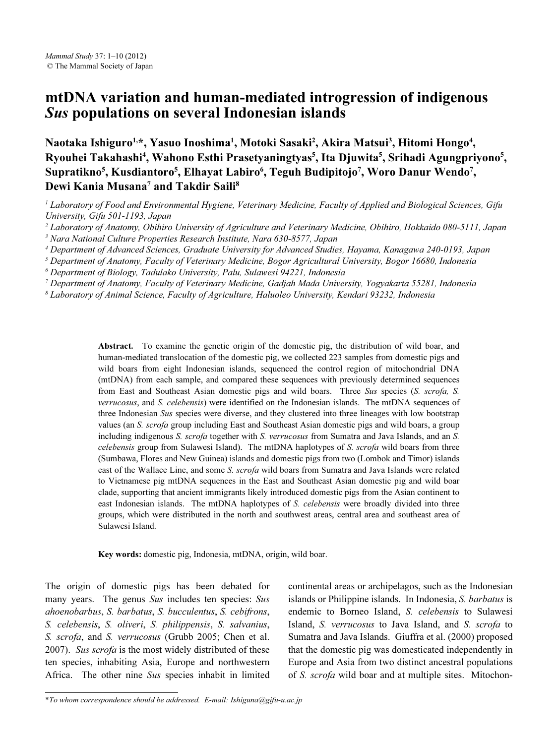# mtDNA variation and human-mediated introgression of indigenous *Sus* populations on several Indonesian islands

**Naotaka Ishiguro[1,*], Yasuo Inoshima[1], Motoki Sasaki[2], Akira Matsui[3], Hitomi Hongo[4], Ryouhei Takahashi[4], Wahono Esthi Prasetyaningtyas[5], Ita Djuwita[5], Srihadi Agungpriyono[5], Supratikno[5], Kusdiantoro[5], Elhayat Labiro[6], Teguh Budipitojo[7], Woro Danur Wendo[7], Dewi Kania Musana[7] and Takdir Saili[8]**

[1] *Laboratory of Food and Environmental Hygiene, Veterinary Medicine, Faculty of Applied and Biological Sciences, Gifu University, Gifu 501-1193, Japan*
[2] *Laboratory of Anatomy, Obihiro University of Agriculture and Veterinary Medicine, Obihiro, Hokkaido 080-5111, Japan*
[3] *Nara National Culture Properties Research Institute, Nara 630-8577, Japan*
[4] *Department of Advanced Sciences, Graduate University for Advanced Studies, Hayama, Kanagawa 240-0193, Japan*
[5] *Department of Anatomy, Faculty of Veterinary Medicine, Bogor Agricultural University, Bogor 16680, Indonesia*
[6] *Department of Biology, Tadulako University, Palu, Sulawesi 94221, Indonesia*
[7] *Department of Anatomy, Faculty of Veterinary Medicine, Gadjah Mada University, Yogyakarta 55281, Indonesia*
[8] *Laboratory of Animal Science, Faculty of Agriculture, Haluoleo University, Kendari 93232, Indonesia*

**Abstract.** To examine the genetic origin of the domestic pig, the distribution of wild boar, and human-mediated translocation of the domestic pig, we collected 223 samples from domestic pigs and wild boars from eight Indonesian islands, sequenced the control region of mitochondrial DNA (mtDNA) from each sample, and compared these sequences with previously determined sequences from East and Southeast Asian domestic pigs and wild boars. Three *Sus* species (*S. scrofa, S. verrucosus*, and *S. celebensis*) were identified on the Indonesian islands. The mtDNA sequences of three Indonesian *Sus* species were diverse, and they clustered into three lineages with low bootstrap values (an *S. scrofa* group including East and Southeast Asian domestic pigs and wild boars, a group including indigenous *S. scrofa* together with *S. verrucosus* from Sumatra and Java Islands, and an *S. celebensis* group from Sulawesi Island). The mtDNA haplotypes of *S. scrofa* wild boars from three (Sumbawa, Flores and New Guinea) islands and domestic pigs from two (Lombok and Timor) islands east of the Wallace Line, and some *S. scrofa* wild boars from Sumatra and Java Islands were related to Vietnamese pig mtDNA sequences in the East and Southeast Asian domestic pig and wild boar clade, supporting that ancient immigrants likely introduced domestic pigs from the Asian continent to east Indonesian islands. The mtDNA haplotypes of *S. celebensis* were broadly divided into three groups, which were distributed in the north and southwest areas, central area and southeast area of Sulawesi Island.

**Key words:** domestic pig, Indonesia, mtDNA, origin, wild boar.

The origin of domestic pigs has been debated for many years. The genus *Sus* includes ten species: *Sus ahoenobarbus*, *S. barbatus*, *S. bucculentus*, *S. cebifrons*, *S. celebensis*, *S. oliveri*, *S. philippensis*, *S. salvanius*, *S. scrofa*, and *S. verrucosus* (Grubb 2005; Chen et al. 2007). *Sus scrofa* is the most widely distributed of these ten species, inhabiting Asia, Europe and northwestern Africa. The other nine *Sus* species inhabit in limited continental areas or archipelagos, such as the Indonesian islands or Philippine islands. In Indonesia, *S. barbatus* is endemic to Borneo Island, *S. celebensis* to Sulawesi Island, *S. verrucosus* to Java Island, and *S. scrofa* to Sumatra and Java Islands. Giuffra et al. (2000) proposed that the domestic pig was domesticated independently in Europe and Asia from two distinct ancestral populations of *S. scrofa* wild boar and at multiple sites. Mitochon-

*To whom correspondence should be addressed. E-mail: Ishiguna@gifu-u.ac.jp*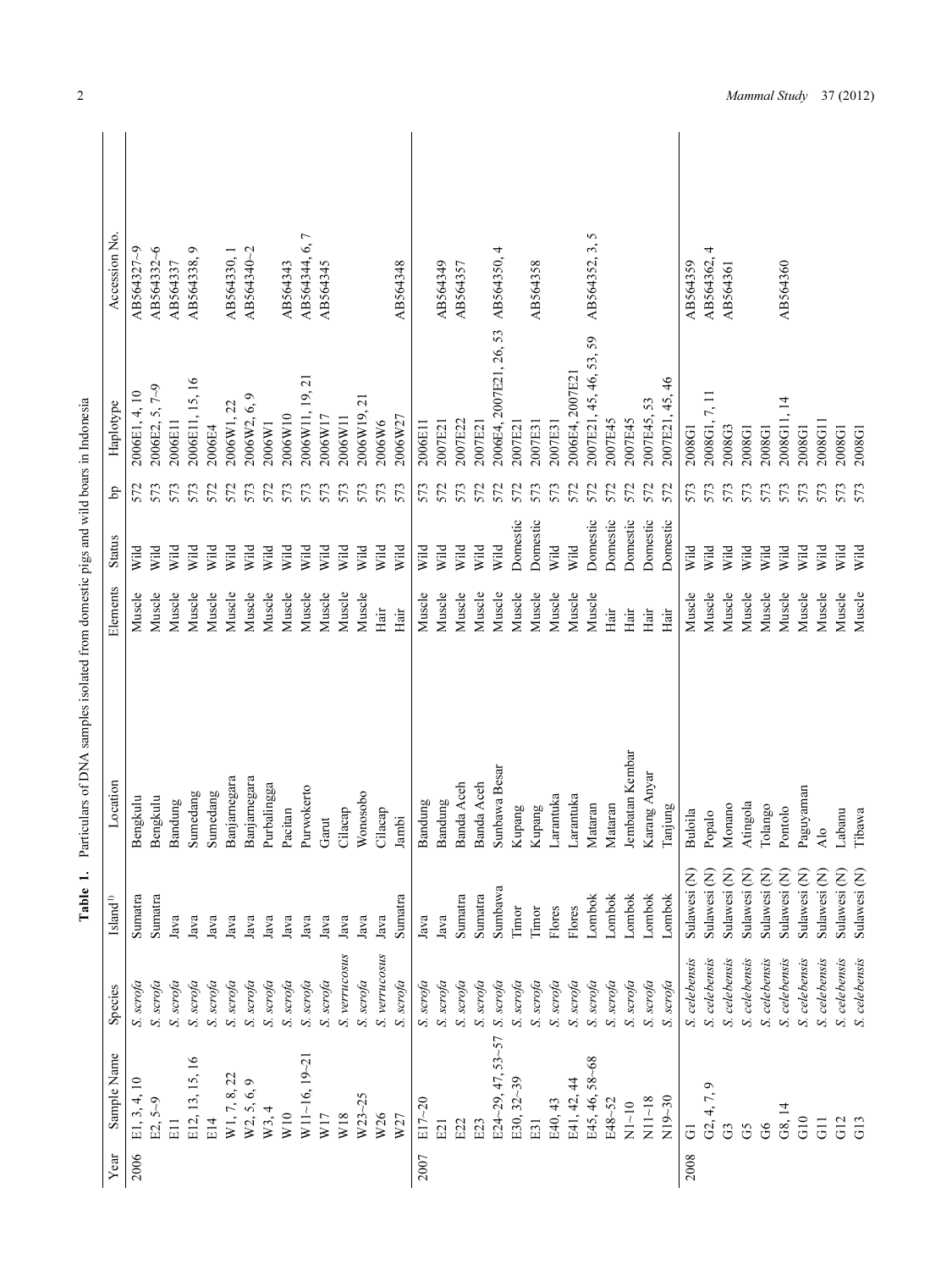**Table 1.** Particulars of DNA samples isolated from domestic pigs and wild boars in Indonesia

| Year | Sample Name | Species | Island[1)] | Location | Elements | Status | bp | Haplotype | Accession No. |
|---|---|---|---|---|---|---|---|---|---|
| 2006 | E1, 3, 4, 10 | *S. scrofa* | Sumatra | Bengkulu | Muscle | Wild | 572 | 2006E1, 4, 10 | AB564327~9 |
| | E2, 5~9 | *S. scrofa* | Sumatra | Bengkulu | Muscle | Wild | 573 | 2006E2, 5, 7~9 | AB564332~6 |
| | E11 | *S. scrofa* | Java | Bandung | Muscle | Wild | 573 | 2006E11 | AB564337 |
| | E12, 13, 15, 16 | *S. scrofa* | Java | Sumedang | Muscle | Wild | 573 | 2006E11, 15, 16 | AB564338, 9 |
| | E14 | *S. scrofa* | Java | Sumedang | Muscle | Wild | 572 | 2006E4 | |
| | W1, 7, 8, 22 | *S. scrofa* | Java | Banjarnegara | Muscle | Wild | 572 | 2006W1, 22 | AB564330, 1 |
| | W2, 5, 6, 9 | *S. scrofa* | Java | Banjarnegara | Muscle | Wild | 573 | 2006W2, 6, 9 | AB564340~2 |
| | W3, 4 | *S. scrofa* | Java | Purbalingga | Muscle | Wild | 572 | 2006W1 | |
| | W10 | *S. scrofa* | Java | Pacitan | Muscle | Wild | 573 | 2006W10 | AB564343 |
| | W11~16, 19~21 | *S. scrofa* | Java | Purwokerto | Muscle | Wild | 573 | 2006W11, 19, 21 | AB564344, 6, 7 |
| | W17 | *S. scrofa* | Java | Garut | Muscle | Wild | 573 | 2006W17 | AB564345 |
| | W18 | *S. verrucosus* | Java | Cilacap | Muscle | Wild | 573 | 2006W11 | |
| | W23~25 | *S. scrofa* | Java | Wonosobo | Muscle | Wild | 573 | 2006W19, 21 | |
| | W26 | *S. verrucosus* | Java | Cilacap | Hair | Wild | 573 | 2006W6 | |
| | W27 | *S. scrofa* | Sumatra | Jambi | Hair | Wild | 573 | 2006W27 | AB564348 |
| 2007 | E17~20 | *S. scrofa* | Java | Bandung | Muscle | Wild | 573 | 2006E11 | |
| | E21 | *S. scrofa* | Java | Bandung | Muscle | Wild | 572 | 2007E21 | AB564349 |
| | E22 | *S. scrofa* | Sumatra | Banda Aceh | Muscle | Wild | 573 | 2007E22 | AB564357 |
| | E23 | *S. scrofa* | Sumatra | Banda Aceh | Muscle | Wild | 572 | 2007E21 | |
| | E24~29, 47, 53~57 | *S. scrofa* | Sumbawa | Sunbawa Besar | Muscle | Wild | 572 | 2006E4, 2007E21, 26, 53 | AB564350, 4 |
| | E30, 32~39 | *S. scrofa* | Timor | Kupang | Muscle | Domestic | 572 | 2007E21 | |
| | E31 | *S. scrofa* | Timor | Kupang | Muscle | Domestic | 573 | 2007E31 | AB564358 |
| | E40, 43 | *S. scrofa* | Flores | Larantuka | Muscle | Wild | 573 | 2007E31 | |
| | E41, 42, 44 | *S. scrofa* | Flores | Larantuka | Muscle | Wild | 572 | 2006E4, 2007E21 | |
| | E45, 46, 58~68 | *S. scrofa* | Lombok | Mataran | Muscle | Domestic | 572 | 2007E21, 45, 46, 53, 59 | AB564352, 3, 5 |
| | E48~52 | *S. scrofa* | Lombok | Mataran | Hair | Domestic | 572 | 2007E45 | |
| | N1~10 | *S. scrofa* | Lombok | Jembatan Kembar | Hair | Domestic | 572 | 2007E45 | |
| | N11~18 | *S. scrofa* | Lombok | Karang Anyar | Hair | Domestic | 572 | 2007E45, 53 | |
| | N19~30 | *S. scrofa* | Lombok | Tanjung | Hair | Domestic | 572 | 2007E21, 45, 46 | |
| 2008 | G1 | *S. celebensis* | Sulawesi (N) | Buloila | Muscle | Wild | 573 | 2008G1 | AB564359 |
| | G2, 4, 7, 9 | *S. celebensis* | Sulawesi (N) | Popalo | Muscle | Wild | 573 | 2008G1, 7, 11 | AB564362, 4 |
| | G3 | *S. celebensis* | Sulawesi (N) | Monano | Muscle | Wild | 573 | 2008G3 | AB564361 |
| | G5 | *S. celebensis* | Sulawesi (N) | Atingola | Muscle | Wild | 573 | 2008G1 | |
| | G6 | *S. celebensis* | Sulawesi (N) | Tolango | Muscle | Wild | 573 | 2008G1 | |
| | G8, 14 | *S. celebensis* | Sulawesi (N) | Pontolo | Muscle | Wild | 573 | 2008G11, 14 | AB564360 |
| | G10 | *S. celebensis* | Sulawesi (N) | Paguyaman | Muscle | Wild | 573 | 2008G1 | |
| | G11 | *S. celebensis* | Sulawesi (N) | Alo | Muscle | Wild | 573 | 2008G11 | |
| | G12 | *S. celebensis* | Sulawesi (N) | Labanu | Muscle | Wild | 573 | 2008G1 | |
| | G13 | *S. celebensis* | Sulawesi (N) | Tibawa | Muscle | Wild | 573 | 2008G1 | |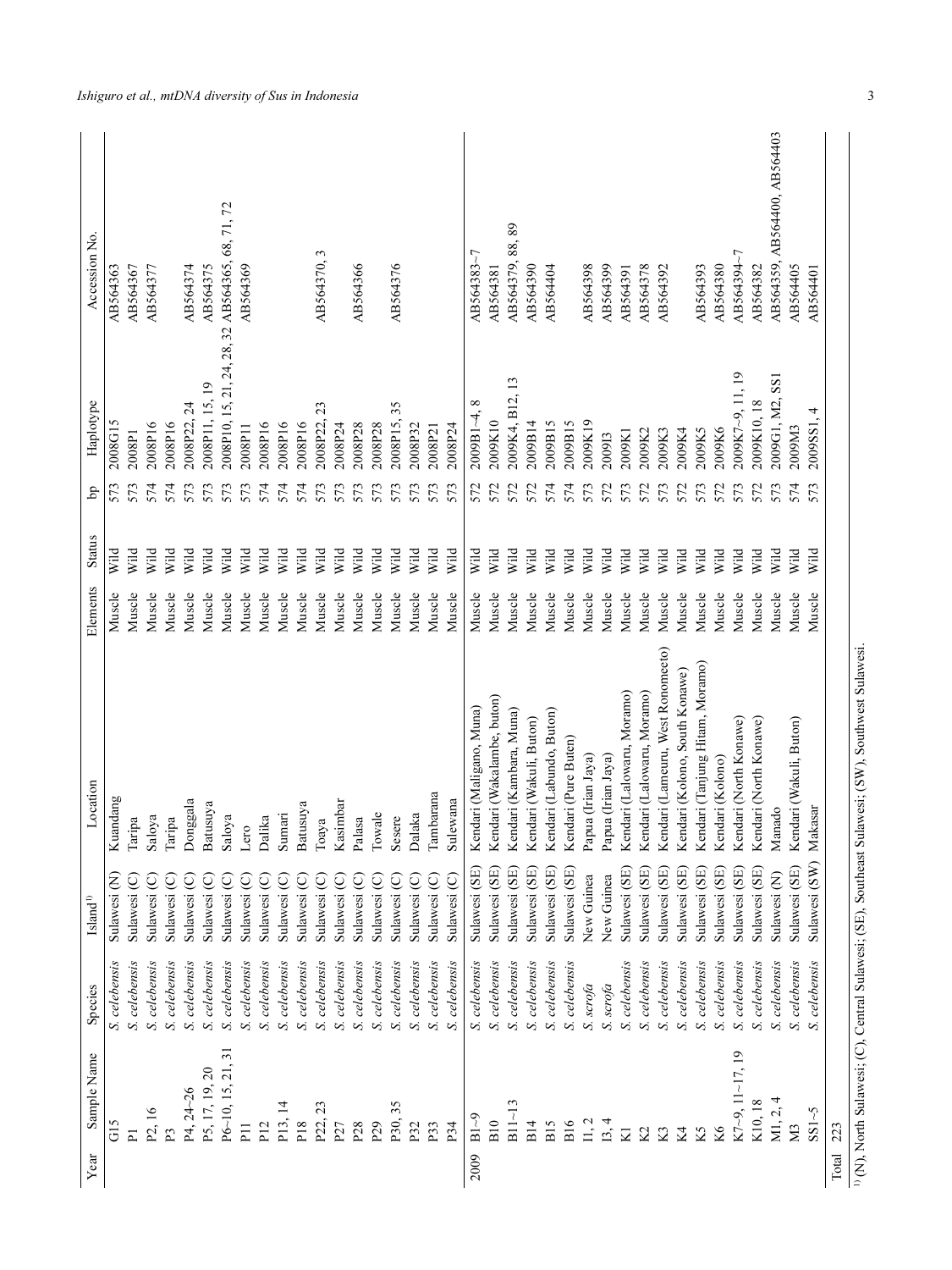| Year | Sample Name | Species | Island[1] | Location | Elements | Status | bp | Haplotype | Accession No. |
|---|---|---|---|---|---|---|---|---|---|
| | G15 | *S. celebensis* | Sulawesi (N) | Kuandang | Muscle | Wild | 573 | 2008G15 | AB564363 |
| | P1 | *S. celebensis* | Sulawesi (C) | Taripa | Muscle | Wild | 573 | 2008P1 | AB564367 |
| | P2, 16 | *S. celebensis* | Sulawesi (C) | Saloya | Muscle | Wild | 574 | 2008P16 | AB564377 |
| | P3 | *S. celebensis* | Sulawesi (C) | Taripa | Muscle | Wild | 574 | 2008P16 | |
| | P4, 24~26 | *S. celebensis* | Sulawesi (C) | Donggala | Muscle | Wild | 573 | 2008P22, 24 | AB564374 |
| | P5, 17, 19, 20 | *S. celebensis* | Sulawesi (C) | Batusuya | Muscle | Wild | 573 | 2008P11, 15, 19 | AB564375 |
| | P6~10, 15, 21, 31 | *S. celebensis* | Sulawesi (C) | Saloya | Muscle | Wild | 573 | 2008P10, 15, 21, 24, 28, 32 | AB564365, 68, 71, 72 |
| | P11 | *S. celebensis* | Sulawesi (C) | Lero | Muscle | Wild | 573 | 2008P11 | AB564369 |
| | P12 | *S. celebensis* | Sulawesi (C) | Dalika | Muscle | Wild | 574 | 2008P16 | |
| | P13, 14 | *S. celebensis* | Sulawesi (C) | Sumari | Muscle | Wild | 574 | 2008P16 | |
| | P18 | *S. celebensis* | Sulawesi (C) | Batusuya | Muscle | Wild | 574 | 2008P16 | |
| | P22, 23 | *S. celebensis* | Sulawesi (C) | Toaya | Muscle | Wild | 573 | 2008P22, 23 | AB564370, 3 |
| | P27 | *S. celebensis* | Sulawesi (C) | Kasimbar | Muscle | Wild | 573 | 2008P24 | |
| | P28 | *S. celebensis* | Sulawesi (C) | Palasa | Muscle | Wild | 573 | 2008P28 | AB564366 |
| | P29 | *S. celebensis* | Sulawesi (C) | Towale | Muscle | Wild | 573 | 2008P28 | |
| | P30, 35 | *S. celebensis* | Sulawesi (C) | Sesere | Muscle | Wild | 573 | 2008P15, 35 | AB564376 |
| | P32 | *S. celebensis* | Sulawesi (C) | Dalaka | Muscle | Wild | 573 | 2008P32 | |
| | P33 | *S. celebensis* | Sulawesi (C) | Tambarana | Muscle | Wild | 573 | 2008P21 | |
| | P34 | *S. celebensis* | Sulawesi (C) | Sulewana | Muscle | Wild | 573 | 2008P24 | |
| 2009 | B1~9 | *S. celebensis* | Sulawesi (SE) | Kendari (Maligano, Muna) | Muscle | Wild | 572 | 2009B1~4, 8 | AB564383~7 |
| | B10 | *S. celebensis* | Sulawesi (SE) | Kendari (Wakalambe, buton) | Muscle | Wild | 572 | 2009K10 | AB564381 |
| | B11~13 | *S. celebensis* | Sulawesi (SE) | Kendari (Kambara, Muna) | Muscle | Wild | 572 | 2009K4, B12, 13 | AB564379, 88, 89 |
| | B14 | *S. celebensis* | Sulawesi (SE) | Kendari (Wakuli, Buton) | Muscle | Wild | 572 | 2009B14 | AB564390 |
| | B15 | *S. celebensis* | Sulawesi (SE) | Kendari (Labundo, Buton) | Muscle | Wild | 574 | 2009B15 | AB564404 |
| | B16 | *S. celebensis* | Sulawesi (SE) | Kendari (Pure Buten) | Muscle | Wild | 574 | 2009B15 | |
| | I1, 2 | *S. scrofa* | New Guinea | Papua (Irian Jaya) | Muscle | Wild | 573 | 2009K19 | AB564398 |
| | I3, 4 | *S. scrofa* | New Guinea | Papua (Irian Jaya) | Muscle | Wild | 572 | 2009I3 | AB564399 |
| | K1 | *S. celebensis* | Sulawesi (SE) | Kendari (Lalowaru, Moramo) | Muscle | Wild | 573 | 2009K1 | AB564391 |
| | K2 | *S. celebensis* | Sulawesi (SE) | Kendari (Lalowaru, Moramo) | Muscle | Wild | 572 | 2009K2 | AB564378 |
| | K3 | *S. celebensis* | Sulawesi (SE) | Kendari (Lameuru, West Ronomeeto) | Muscle | Wild | 573 | 2009K3 | AB564392 |
| | K4 | *S. celebensis* | Sulawesi (SE) | Kendari (Kolono, South Konawe) | Muscle | Wild | 572 | 2009K4 | |
| | K5 | *S. celebensis* | Sulawesi (SE) | Kendari (Tanjung Hitam, Moramo) | Muscle | Wild | 573 | 2009K5 | AB564393 |
| | K6 | *S. celebensis* | Sulawesi (SE) | Kendari (Kolono) | Muscle | Wild | 572 | 2009K6 | AB564380 |
| | K7~9, 11~17, 19 | *S. celebensis* | Sulawesi (SE) | Kendari (North Konawe) | Muscle | Wild | 573 | 2009K7~9, 11, 19 | AB564394~7 |
| | K10, 18 | *S. celebensis* | Sulawesi (SE) | Kendari (North Konawe) | Muscle | Wild | 572 | 2009K10, 18 | AB564382 |
| | M1, 2, 4 | *S. celebensis* | Sulawesi (N) | Manado | Muscle | Wild | 573 | 2009G1, M2, SS1 | AB564359, AB564400, AB564403 |
| | M3 | *S. celebensis* | Sulawesi (SE) | Kendari (Wakuli, Buton) | Muscle | Wild | 574 | 2009M3 | AB564405 |
| | SS1~5 | *S. celebensis* | Sulawesi (SW) | Makasar | Muscle | Wild | 573 | 2009SS1, 4 | AB564401 |
| Total | 223 | | | | | | | | |

[1] (N), North Sulawesi; (C), Central Sulawesi; (SE), Southeast Sulawesi; (SW), Southwest Sulawesi.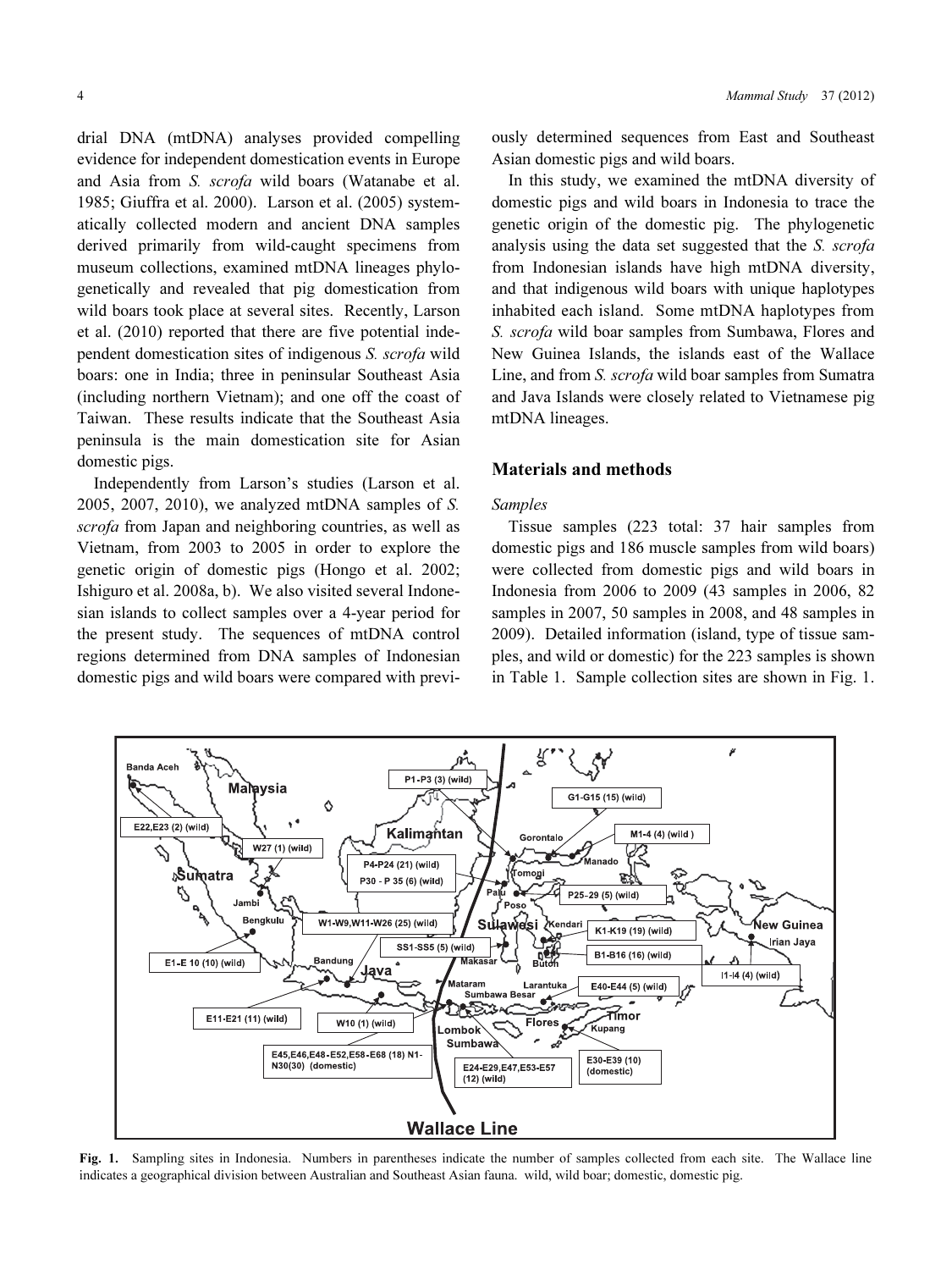drial DNA (mtDNA) analyses provided compelling evidence for independent domestication events in Europe and Asia from *S. scrofa* wild boars (Watanabe et al. 1985; Giuffra et al. 2000). Larson et al. (2005) systematically collected modern and ancient DNA samples derived primarily from wild-caught specimens from museum collections, examined mtDNA lineages phylogenetically and revealed that pig domestication from wild boars took place at several sites. Recently, Larson et al. (2010) reported that there are five potential independent domestication sites of indigenous *S. scrofa* wild boars: one in India; three in peninsular Southeast Asia (including northern Vietnam); and one off the coast of Taiwan. These results indicate that the Southeast Asia peninsula is the main domestication site for Asian domestic pigs.

Independently from Larson's studies (Larson et al. 2005, 2007, 2010), we analyzed mtDNA samples of *S. scrofa* from Japan and neighboring countries, as well as Vietnam, from 2003 to 2005 in order to explore the genetic origin of domestic pigs (Hongo et al. 2002; Ishiguro et al. 2008a, b). We also visited several Indonesian islands to collect samples over a 4-year period for the present study. The sequences of mtDNA control regions determined from DNA samples of Indonesian domestic pigs and wild boars were compared with previously determined sequences from East and Southeast Asian domestic pigs and wild boars.

In this study, we examined the mtDNA diversity of domestic pigs and wild boars in Indonesia to trace the genetic origin of the domestic pig. The phylogenetic analysis using the data set suggested that the *S. scrofa* from Indonesian islands have high mtDNA diversity, and that indigenous wild boars with unique haplotypes inhabited each island. Some mtDNA haplotypes from *S. scrofa* wild boar samples from Sumbawa, Flores and New Guinea Islands, the islands east of the Wallace Line, and from *S. scrofa* wild boar samples from Sumatra and Java Islands were closely related to Vietnamese pig mtDNA lineages.

## Materials and methods

### *Samples*

Tissue samples (223 total: 37 hair samples from domestic pigs and 186 muscle samples from wild boars) were collected from domestic pigs and wild boars in Indonesia from 2006 to 2009 (43 samples in 2006, 82 samples in 2007, 50 samples in 2008, and 48 samples in 2009). Detailed information (island, type of tissue samples, and wild or domestic) for the 223 samples is shown in Table 1. Sample collection sites are shown in Fig. 1.

**Fig. 1.** Sampling sites in Indonesia. Numbers in parentheses indicate the number of samples collected from each site. The Wallace line indicates a geographical division between Australian and Southeast Asian fauna. wild, wild boar; domestic, domestic pig.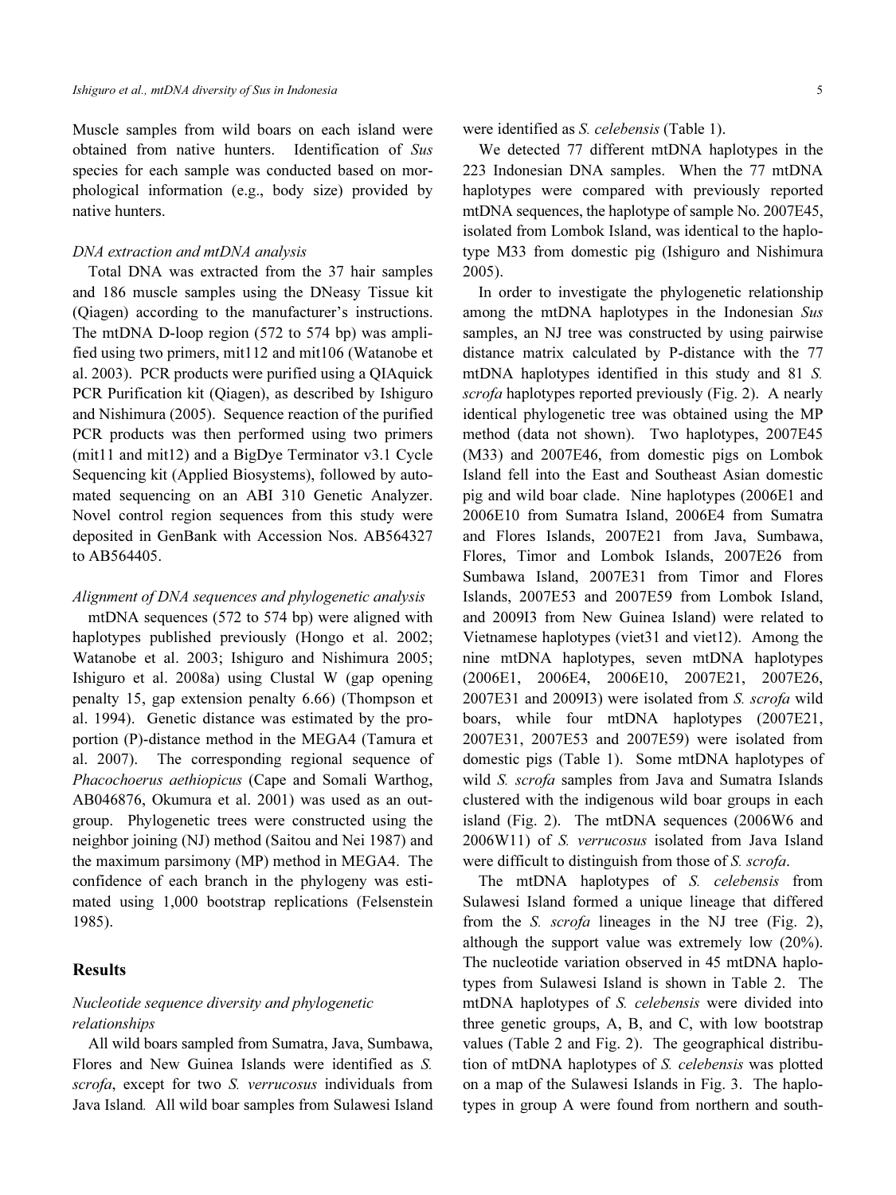Muscle samples from wild boars on each island were obtained from native hunters. Identification of *Sus* species for each sample was conducted based on morphological information (e.g., body size) provided by native hunters.

*DNA extraction and mtDNA analysis*

Total DNA was extracted from the 37 hair samples and 186 muscle samples using the DNeasy Tissue kit (Qiagen) according to the manufacturer's instructions. The mtDNA D-loop region (572 to 574 bp) was amplified using two primers, mit112 and mit106 (Watanobe et al. 2003). PCR products were purified using a QIAquick PCR Purification kit (Qiagen), as described by Ishiguro and Nishimura (2005). Sequence reaction of the purified PCR products was then performed using two primers (mit11 and mit12) and a BigDye Terminator v3.1 Cycle Sequencing kit (Applied Biosystems), followed by automated sequencing on an ABI 310 Genetic Analyzer. Novel control region sequences from this study were deposited in GenBank with Accession Nos. AB564327 to AB564405.

*Alignment of DNA sequences and phylogenetic analysis*

mtDNA sequences (572 to 574 bp) were aligned with haplotypes published previously (Hongo et al. 2002; Watanobe et al. 2003; Ishiguro and Nishimura 2005; Ishiguro et al. 2008a) using Clustal W (gap opening penalty 15, gap extension penalty 6.66) (Thompson et al. 1994). Genetic distance was estimated by the proportion (P)-distance method in the MEGA4 (Tamura et al. 2007). The corresponding regional sequence of *Phacochoerus aethiopicus* (Cape and Somali Warthog, AB046876, Okumura et al. 2001) was used as an outgroup. Phylogenetic trees were constructed using the neighbor joining (NJ) method (Saitou and Nei 1987) and the maximum parsimony (MP) method in MEGA4. The confidence of each branch in the phylogeny was estimated using 1,000 bootstrap replications (Felsenstein 1985).

## Results

### Nucleotide sequence diversity and phylogenetic relationships

All wild boars sampled from Sumatra, Java, Sumbawa, Flores and New Guinea Islands were identified as *S. scrofa*, except for two *S. verrucosus* individuals from Java Island. All wild boar samples from Sulawesi Island were identified as *S. celebensis* (Table 1).

We detected 77 different mtDNA haplotypes in the 223 Indonesian DNA samples. When the 77 mtDNA haplotypes were compared with previously reported mtDNA sequences, the haplotype of sample No. 2007E45, isolated from Lombok Island, was identical to the haplotype M33 from domestic pig (Ishiguro and Nishimura 2005).

In order to investigate the phylogenetic relationship among the mtDNA haplotypes in the Indonesian *Sus* samples, an NJ tree was constructed by using pairwise distance matrix calculated by P-distance with the 77 mtDNA haplotypes identified in this study and 81 *S. scrofa* haplotypes reported previously (Fig. 2). A nearly identical phylogenetic tree was obtained using the MP method (data not shown). Two haplotypes, 2007E45 (M33) and 2007E46, from domestic pigs on Lombok Island fell into the East and Southeast Asian domestic pig and wild boar clade. Nine haplotypes (2006E1 and 2006E10 from Sumatra Island, 2006E4 from Sumatra and Flores Islands, 2007E21 from Java, Sumbawa, Flores, Timor and Lombok Islands, 2007E26 from Sumbawa Island, 2007E31 from Timor and Flores Islands, 2007E53 and 2007E59 from Lombok Island, and 2009I3 from New Guinea Island) were related to Vietnamese haplotypes (viet31 and viet12). Among the nine mtDNA haplotypes, seven mtDNA haplotypes (2006E1, 2006E4, 2006E10, 2007E21, 2007E26, 2007E31 and 2009I3) were isolated from *S. scrofa* wild boars, while four mtDNA haplotypes (2007E21, 2007E31, 2007E53 and 2007E59) were isolated from domestic pigs (Table 1). Some mtDNA haplotypes of wild *S. scrofa* samples from Java and Sumatra Islands clustered with the indigenous wild boar groups in each island (Fig. 2). The mtDNA sequences (2006W6 and 2006W11) of *S. verrucosus* isolated from Java Island were difficult to distinguish from those of *S. scrofa*.

The mtDNA haplotypes of *S. celebensis* from Sulawesi Island formed a unique lineage that differed from the *S. scrofa* lineages in the NJ tree (Fig. 2), although the support value was extremely low (20%). The nucleotide variation observed in 45 mtDNA haplotypes from Sulawesi Island is shown in Table 2. The mtDNA haplotypes of *S. celebensis* were divided into three genetic groups, A, B, and C, with low bootstrap values (Table 2 and Fig. 2). The geographical distribution of mtDNA haplotypes of *S. celebensis* was plotted on a map of the Sulawesi Islands in Fig. 3. The haplotypes in group A were found from northern and south-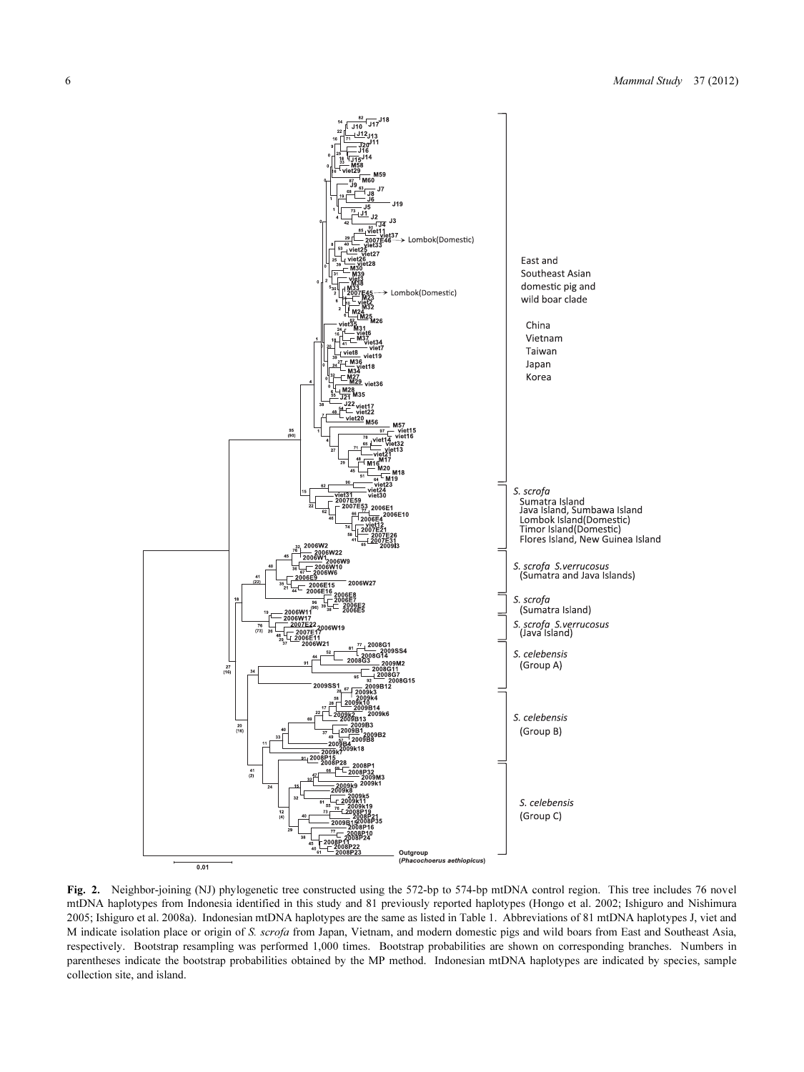**Fig. 2.** Neighbor-joining (NJ) phylogenetic tree constructed using the 572-bp to 574-bp mtDNA control region. This tree includes 76 novel mtDNA haplotypes from Indonesia identified in this study and 81 previously reported haplotypes (Hongo et al. 2002; Ishiguro and Nishimura 2005; Ishiguro et al. 2008a). Indonesian mtDNA haplotypes are the same as listed in Table 1. Abbreviations of 81 mtDNA haplotypes J, viet and M indicate isolation place or origin of *S. scrofa* from Japan, Vietnam, and modern domestic pigs and wild boars from East and Southeast Asia, respectively. Bootstrap resampling was performed 1,000 times. Bootstrap probabilities are shown on corresponding branches. Numbers in parentheses indicate the bootstrap probabilities obtained by the MP method. Indonesian mtDNA haplotypes are indicated by species, sample collection site, and island.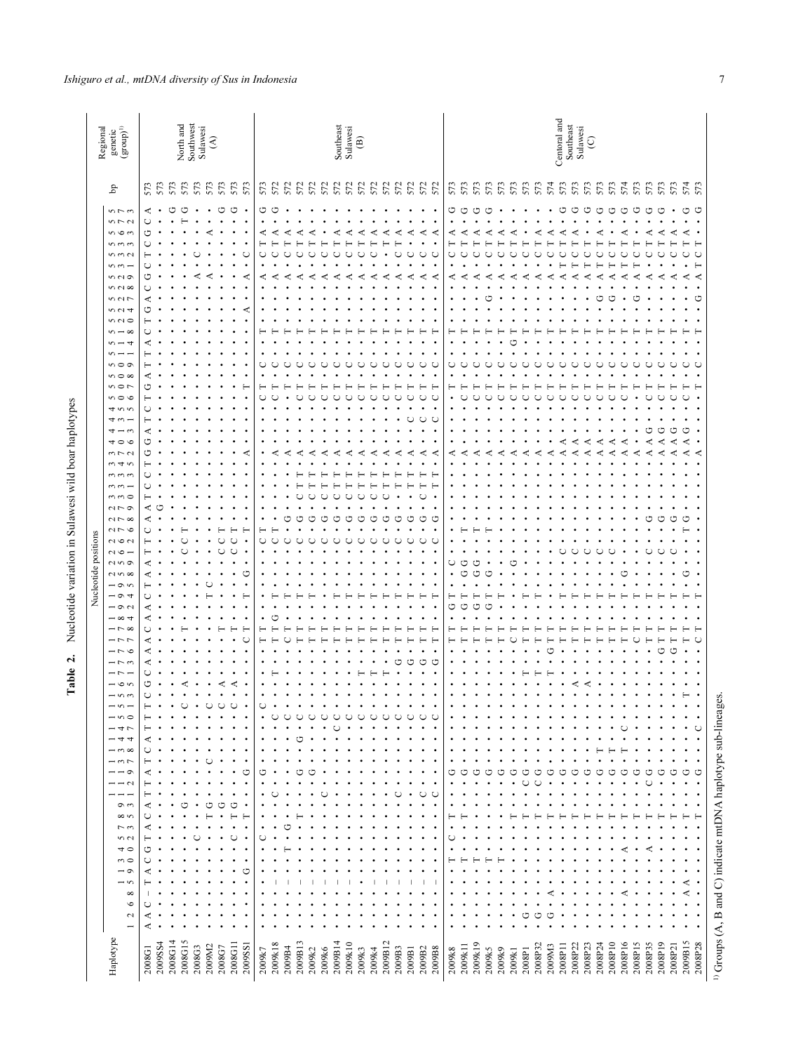**Table 2.** Nucleotide variation in Sulawesi wild boar haplotypes

The nucleotide-position headers and the row entries below are best-effort readings of a small, rotated table. Individual column positions and character placements may be inaccurate. Dots (·) indicate identity with haplotype 2008G1 and "–" indicates a gap.

| Haplotype | 1 | 2 | 6 | 8 | 15 | 19 | 30 | 40 | 52 | 73 | 83 | 91 | 113 | 121 | 129 | 137 | 138 | 147 | 150 | 151 | 155 | 163 | 171 | 173 | 176 | 177 | 178 | 184 | 192 | 194 | 254 | 258 | 259 | 262 | 266 | 268 | 279 | 330 | 331 | 335 | 343 | 372 | 406 | 413 | 431 | 455 | 506 | 507 | 508 | 509 | 511 | 514 | 520 | 524 | 527 | 528 | 529 | 531 | 532 | 533 | 562 | 572 | 573 | bp | Regional genetic (group)[1] |
|---|---|---|---|---|---|---|---|---|---|---|---|---|---|---|---|---|---|---|---|---|---|---|---|---|---|---|---|---|---|---|---|---|---|---|---|---|---|---|---|---|---|---|---|---|---|---|---|---|---|---|---|---|---|---|---|---|---|---|---|---|---|---|---|---|---|
| 2008G1 | A | A | C | – | T | A | C | G | T | A | C | A | T | T | A | T | C | A | T | T | T | C | G | C | A | A | C | A | C | C | T | A | A | T | T | C | A | T | C | T | G | G | A | T | C | T | G | A | T | T | A | C | T | G | A | C | G | C | T | C | G | C | A | 573 | North and Southwest Sulawesi (A) |
| 2009S4 | · | · | · | · | · | · | · | · | · | · | · | · | · | · | · | · | · | · | · | · | · | · | · | · | · | · | · | · | · | · | · | · | · | · | · | · | G | · | · | · | · | · | · | · | · | · | · | · | · | · | · | · | · | · | · | · | · | · | · | · | · | · | · | 573 | |
| 2008G14 | · | · | · | · | · | · | · | · | · | · | · | · | · | · | · | · | · | · | · | · | · | · | · | · | · | · | · | · | · | · | · | · | · | · | · | · | · | · | · | · | · | · | · | · | · | · | · | · | · | · | · | · | · | · | · | · | · | · | · | · | · | · | G | 573 | |
| 2008G15 | · | · | · | · | · | · | · | · | · | · | G | · | · | · | · | · | · | · | C | · | A | · | · | · | · | T | · | · | · | · | · | · | · | C | C | T | · | · | · | · | · | · | · | · | · | · | · | · | · | · | · | · | · | · | · | · | · | · | · | · | · | T | G | 573 | |
| 2008G3 | · | · | · | · | · | · | · | C | · | · | · | · | · | · | · | · | · | · | · | · | · | · | · | · | · | · | · | · | · | · | · | · | · | · | · | · | · | · | · | · | · | · | · | · | · | · | · | · | · | · | · | · | · | · | · | · | · | A | · | C | · | · | · | 573 | |
| 2009M2 | · | · | · | · | · | · | · | · | · | · | T | G | · | · | C | · | · | · | C | · | · | · | · | · | · | · | · | T | C | · | · | · | · | · | · | · | · | · | · | · | · | · | · | · | · | · | · | · | · | · | · | · | · | · | · | · | · | A | · | · | A | · | · | 573 | |
| 2008G7 | · | · | · | · | · | · | · | · | · | · | · | G | · | · | · | · | · | · | C | · | A | · | · | · | · | · | T | · | · | · | · | · | · | C | C | T | · | · | · | · | · | · | · | · | · | · | · | · | · | · | · | · | · | · | · | · | · | · | · | · | · | · | G | 573 | |
| 2008G11 | · | · | · | · | · | · | · | · | C | · | T | G | · | · | · | · | · | · | C | · | A | · | · | · | · | · | T | · | · | · | · | · | · | C | C | T | · | · | · | · | · | · | · | · | · | · | · | · | · | · | · | · | · | · | · | · | · | · | · | · | · | · | G | 573 | |
| 2009S1 | · | · | · | · | · | G | · | · | · | · | T | · | · | G | · | · | · | · | · | · | · | · | · | · | · | C | T | · | T | · | G | · | · | · | T | · | · | · | · | · | · | A | · | · | · | · | T | · | · | · | · | · | · | A | · | · | · | A | · | C | · | · | · | 573 | |
| 2009k7 | · | · | · | – | · | · | · | C | · | · | · | · | · | G | · | · | · | · | · | C | · | · | · | · | · | T | T | T | · | · | · | · | · | C | T | · | · | · | · | · | · | · | · | · | · | · | C | T | · | C | · | T | · | · | · | · | A | · | C | T | A | · | G | 573 | Southeast Sulawesi (B) |
| 2009R18 | · | · | · | – | · | · | · | · | · | · | · | · | C | · | · | · | · | · | C | · | T | · | · | · | · | T | T | G | T | · | · | · | · | C | T | · | · | · | · | · | · | · | · | · | · | · | C | T | · | C | · | T | · | · | · | · | A | · | C | T | A | · | G | 572 | |
| 2009B4 | · | · | · | – | · | · | T | · | G | · | · | · | · | · | · | · | · | · | C | · | · | · | · | · | · | C | T | · | T | · | · | · | · | C | · | G | · | · | · | · | · | A | · | · | · | · | · | · | · | C | · | T | · | · | · | · | A | · | C | T | A | · | · | 572 | |
| 2009B13 | · | · | · | – | · | · | · | · | · | T | · | · | · | G | · | · | · | · | C | · | · | · | · | · | · | T | T | · | T | · | · | · | · | C | · | G | · | C | T | T | · | A | · | · | · | · | C | T | · | C | · | T | · | · | · | · | A | · | C | T | A | · | · | 572 | |
| 2009k2 | · | · | · | – | · | · | · | · | · | · | · | · | · | G | · | · | · | · | C | · | · | · | · | · | · | T | T | · | T | · | · | · | · | C | · | G | · | C | T | T | · | A | · | · | · | · | C | T | · | C | · | T | · | · | · | · | A | · | C | T | A | · | · | 572 | |
| 2009k6 | · | · | · | – | · | · | · | · | · | · | · | C | · | · | · | · | · | · | C | · | · | · | · | · | · | T | T | · | T | · | · | · | · | C | · | G | · | C | T | T | · | A | · | · | · | · | C | T | · | C | · | T | · | · | · | · | A | · | C | T | · | · | · | 572 | |
| 2009B14 | · | · | · | – | · | · | · | · | · | · | · | · | · | · | · | · | C | C | C | · | · | · | · | · | · | T | T | · | T | · | · | · | · | C | · | G | · | C | T | T | · | A | · | · | · | · | C | T | · | C | · | T | · | · | · | · | A | · | C | T | A | · | · | 572 | |
| 2009K10 | · | · | · | – | · | · | · | · | · | · | · | · | · | · | · | · | · | · | C | · | · | · | · | · | · | T | T | · | T | · | · | · | · | C | · | G | · | C | T | T | · | A | · | · | · | · | C | T | · | C | · | T | · | · | · | · | A | · | C | T | A | · | · | 572 | |
| 2009k3 | · | · | · | – | · | · | · | · | · | · | · | · | · | · | · | · | · | · | C | · | · | T | · | · | · | T | T | · | T | · | · | · | · | C | · | G | · | C | T | T | · | A | · | · | · | · | C | T | · | C | · | T | · | · | · | · | A | · | C | T | A | · | · | 572 | |
| 2009k4 | · | · | · | – | · | · | · | · | · | · | · | · | · | · | · | · | · | · | C | · | · | · | · | · | T | T | T | · | T | · | · | · | · | C | · | G | · | C | T | T | · | A | · | · | · | · | C | T | · | C | · | T | · | · | · | · | A | · | C | T | A | · | · | 572 | |
| 2009B12 | · | · | · | – | · | · | · | · | · | · | · | · | · | · | · | · | · | · | C | · | · | T | · | · | · | T | T | · | T | · | · | · | · | C | · | G | · | C | T | T | · | A | · | · | · | · | C | T | · | C | · | T | · | · | · | · | A | · | C | · | A | · | · | 572 | |
| 2009B3 | · | · | · | – | · | · | · | · | · | · | C | · | · | · | · | · | · | · | C | · | · | · | G | · | · | T | T | · | T | · | · | · | · | C | · | G | · | · | T | T | · | A | · | · | · | · | C | T | · | C | · | T | · | · | · | · | A | · | C | T | A | · | · | 572 | |
| 2009B1 | · | · | · | – | · | · | · | · | · | · | · | · | · | · | · | · | · | · | C | · | · | · | G | · | · | T | T | · | T | · | · | · | · | C | · | G | · | · | T | T | · | A | · | · | C | · | C | T | · | C | · | T | · | · | · | · | A | · | C | · | A | · | · | 572 | |
| 2009B2 | · | · | · | – | · | · | · | · | · | · | C | · | · | · | · | · | · | · | C | · | · | · | G | · | · | T | T | · | T | · | · | · | · | C | · | G | · | C | T | T | · | A | · | · | C | · | C | T | · | C | · | T | · | · | · | · | A | · | C | · | A | · | · | 572 | |
| 2009B8 | · | · | · | – | · | · | · | · | · | · | C | · | · | · | · | · | · | · | C | · | · | · | G | · | · | T | T | · | T | · | · | · | · | C | · | G | · | · | T | T | · | A | · | · | C | · | C | T | · | C | · | T | · | · | · | · | A | · | C | · | A | · | · | 572 | |
| 2009K8 | · | · | · | · | · | · | T | · | C | · | T | · | · | G | · | · | · | · | · | · | · | · | · | · | · | T | T | · | G | T | · | · | C | · | · | · | · | · | · | · | · | A | · | · | · | · | T | · | · | C | · | T | · | · | · | · | A | · | C | T | A | · | G | 573 | Centoral and Southeast Sulawesi (C) |
| 2009K11 | · | · | · | · | · | · | T | · | · | · | T | · | · | G | · | · | · | · | · | · | · | · | · | · | · | T | T | · | G | T | · | G | G | · | T | · | · | · | · | · | · | A | · | · | · | · | C | T | · | C | · | T | · | · | · | · | A | · | C | T | A | · | G | 573 | |
| 2009K19 | · | · | · | · | · | · | T | · | · | · | · | · | · | G | · | · | · | · | · | · | · | · | · | · | · | T | T | · | G | T | · | G | G | · | T | · | · | · | · | · | · | A | · | · | · | · | C | T | · | C | · | T | · | · | · | · | A | · | C | T | A | · | G | 573 | |
| 2009k5 | · | · | · | · | · | · | T | · | · | · | · | · | · | G | · | · | · | · | · | · | · | · | · | · | · | T | T | · | G | T | · | G | · | · | T | · | · | · | · | · | · | A | · | · | · | · | C | T | · | C | · | T | · | G | · | · | A | · | C | T | A | · | G | 573 | |
| 2009k9 | · | · | · | · | · | · | T | · | · | · | · | · | · | G | · | · | · | · | · | · | · | · | · | · | · | T | T | · | · | T | · | · | · | · | · | · | · | · | · | · | · | A | · | · | · | · | C | T | · | C | · | T | · | · | · | · | A | · | C | T | A | · | · | 573 | |
| 2009k1 | · | · | · | · | · | · | · | · | · | · | T | · | · | G | · | · | · | · | · | · | · | · | · | · | · | C | T | · | · | · | · | G | · | · | · | · | · | · | · | · | · | A | · | · | · | · | C | T | · | C | G | T | · | · | · | · | A | · | C | T | A | · | · | 573 | |
| 2008P1 | · | G | · | · | · | · | · | · | · | · | T | · | C | G | · | · | · | · | · | · | T | · | · | · | · | T | T | · | T | · | · | · | · | · | · | · | · | · | · | · | · | A | · | · | · | · | C | T | · | C | · | T | · | · | · | · | A | · | C | T | · | · | · | 573 | |
| 2008P32 | · | G | · | · | · | · | · | · | · | · | T | · | C | G | · | · | · | · | · | · | T | · | · | · | · | T | T | · | T | · | · | · | · | · | · | · | · | · | · | · | · | A | · | · | · | · | C | T | · | C | · | T | · | · | · | · | A | · | C | T | A | · | · | 573 | |
| 2009M3 | · | G | · | A | · | · | · | · | · | · | T | · | · | G | · | · | · | · | · | · | T | · | G | T | · | T | T | · | T | · | · | · | · | · | · | · | · | · | · | · | · | A | · | · | · | · | C | T | · | C | · | T | · | · | · | · | A | · | C | T | A | · | · | 574 | |
| 2008P11 | · | · | · | · | · | · | · | · | · | · | T | · | · | G | · | · | · | · | · | · | · | · | · | · | · | T | T | · | T | · | · | C | · | · | · | · | · | · | · | · | · | A | A | · | · | · | C | T | · | C | · | T | · | · | · | A | T | · | C | T | A | · | G | 573 | |
| 2008P22 | · | · | · | · | · | · | · | · | · | · | T | · | · | G | · | · | · | · | · | A | · | · | · | · | · | T | T | · | T | · | · | C | · | · | · | · | · | · | · | · | · | A | A | · | · | · | C | T | · | C | · | T | · | · | · | A | T | · | C | T | A | · | G | 573 | |
| 2008P23 | · | · | · | · | · | · | · | · | · | · | T | · | · | G | · | · | · | · | · | A | · | · | · | · | · | T | T | · | T | · | · | C | · | · | · | · | · | · | · | · | · | A | A | · | · | · | C | T | · | C | · | T | · | · | · | A | T | · | C | T | · | · | G | 573 | |
| 2008P24 | · | · | · | · | · | · | · | · | · | · | T | · | · | G | T | · | · | · | · | · | · | · | · | · | · | T | T | · | T | · | · | C | · | · | · | · | · | · | · | · | · | A | A | · | · | · | C | T | · | C | · | T | · | G | · | A | T | · | C | T | A | · | G | 573 | |
| 2008P10 | · | · | · | · | · | · | · | · | · | · | T | · | · | G | T | · | · | · | · | · | · | · | · | · | · | T | T | · | T | · | · | C | · | · | · | · | · | · | · | · | · | A | A | · | · | · | C | T | · | C | · | T | · | G | · | A | T | · | C | T | · | · | G | 573 | |
| 2008P16 | · | · | · | A | · | · | A | · | · | · | T | · | · | G | T | C | · | · | · | · | · | · | · | · | · | T | T | · | T | G | · | · | · | · | · | · | · | · | · | · | · | A | A | · | · | · | C | T | · | C | · | T | · | · | · | A | T | · | C | T | A | · | G | 574 | |
| 2008P15 | · | · | · | · | · | · | · | · | · | · | T | · | · | G | · | · | · | · | · | · | · | · | · | · | · | C | T | · | T | · | · | · | · | · | · | · | · | · | · | · | · | A | · | · | · | · | · | T | · | C | · | T | · | G | · | A | T | · | C | T | · | · | G | 573 | |
| 2008P35 | · | · | · | · | · | · | A | · | · | · | T | · | C | G | · | · | · | · | · | · | · | · | · | · | · | T | T | · | T | · | · | C | · | · | G | · | · | · | · | · | · | A | A | G | · | · | C | T | · | C | · | T | · | · | · | A | · | · | C | T | A | · | G | 573 | |
| 2008P19 | · | · | · | · | · | · | · | · | · | · | T | · | · | G | · | · | · | · | · | · | · | · | G | T | · | T | T | · | T | · | · | C | · | · | G | · | · | · | · | · | · | A | A | G | · | · | C | T | · | C | · | T | · | · | · | A | · | · | C | T | A | · | G | 573 | |
| 2008P21 | · | · | · | · | · | · | · | · | · | · | T | · | · | G | · | · | · | · | · | · | · | · | G | T | · | T | T | · | T | · | · | C | · | · | G | · | · | · | · | · | · | A | A | G | · | · | C | T | · | C | · | T | · | · | · | A | · | · | C | T | A | · | · | 573 | |
| 2009B15 | · | · | A | A | · | · | · | · | · | · | T | · | · | G | · | · | · | T | · | · | · | · | · | · | · | T | T | · | T | · | G | · | · | T | G | · | · | · | · | · | · | A | A | G | · | · | C | T | · | C | · | T | · | · | · | A | · | · | C | T | A | · | G | 574 | |
| 2008P28 | · | · | · | · | · | · | · | · | · | · | T | · | · | G | · | C | · | · | · | · | · | · | · | · | · | C | T | · | T | · | · | · | · | · | · | · | · | · | · | · | · | A | · | · | · | · | · | T | · | C | · | T | · | G | · | A | T | · | C | T | · | · | G | 573 | |

[1] Groups (A, B and C) indicate mtDNA haplotype sub-lineages.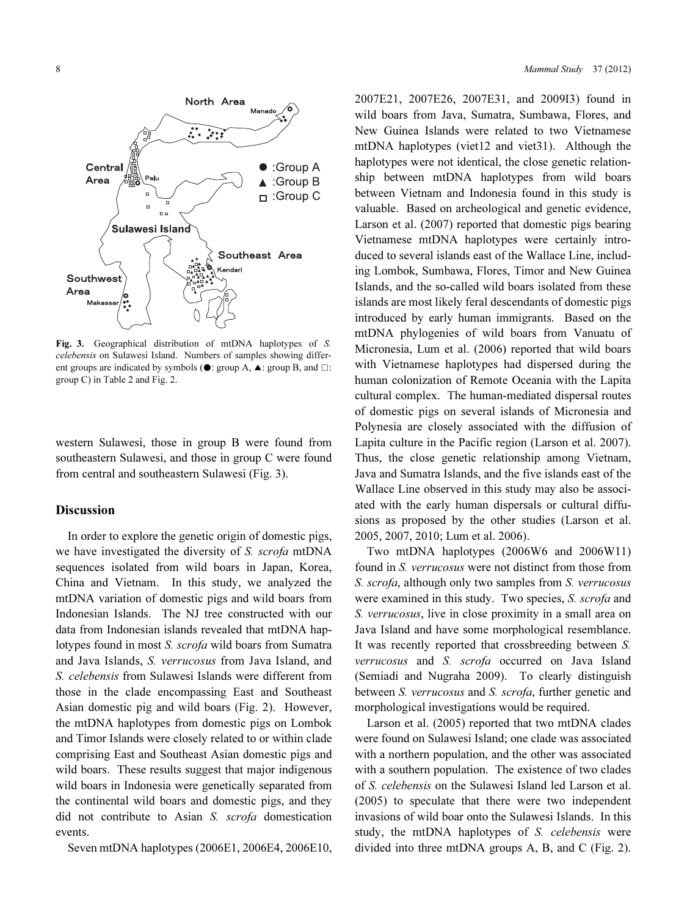Fig. 3. Geographical distribution of mtDNA haplotypes of *S. celebensis* on Sulawesi Island. Numbers of samples showing different groups are indicated by symbols (●: group A, ▲: group B, and □: group C) in Table 2 and Fig. 2.

western Sulawesi, those in group B were found from southeastern Sulawesi, and those in group C were found from central and southeastern Sulawesi (Fig. 3).

## Discussion

In order to explore the genetic origin of domestic pigs, we have investigated the diversity of *S. scrofa* mtDNA sequences isolated from wild boars in Japan, Korea, China and Vietnam. In this study, we analyzed the mtDNA variation of domestic pigs and wild boars from Indonesian Islands. The NJ tree constructed with our data from Indonesian islands revealed that mtDNA haplotypes found in most *S. scrofa* wild boars from Sumatra and Java Islands, *S. verrucosus* from Java Island, and *S. celebensis* from Sulawesi Islands were different from those in the clade encompassing East and Southeast Asian domestic pig and wild boars (Fig. 2). However, the mtDNA haplotypes from domestic pigs on Lombok and Timor Islands were closely related to or within clade comprising East and Southeast Asian domestic pigs and wild boars. These results suggest that major indigenous wild boars in Indonesia were genetically separated from the continental wild boars and domestic pigs, and they did not contribute to Asian *S. scrofa* domestication events.

Seven mtDNA haplotypes (2006E1, 2006E4, 2006E10, 2007E21, 2007E26, 2007E31, and 2009I3) found in wild boars from Java, Sumatra, Sumbawa, Flores, and New Guinea Islands were related to two Vietnamese mtDNA haplotypes (viet12 and viet31). Although the haplotypes were not identical, the close genetic relationship between mtDNA haplotypes from wild boars between Vietnam and Indonesia found in this study is valuable. Based on archeological and genetic evidence, Larson et al. (2007) reported that domestic pigs bearing Vietnamese mtDNA haplotypes were certainly introduced to several islands east of the Wallace Line, including Lombok, Sumbawa, Flores, Timor and New Guinea Islands, and the so-called wild boars isolated from these islands are most likely feral descendants of domestic pigs introduced by early human immigrants. Based on the mtDNA phylogenies of wild boars from Vanuatu of Micronesia, Lum et al. (2006) reported that wild boars with Vietnamese haplotypes had dispersed during the human colonization of Remote Oceania with the Lapita cultural complex. The human-mediated dispersal routes of domestic pigs on several islands of Micronesia and Polynesia are closely associated with the diffusion of Lapita culture in the Pacific region (Larson et al. 2007). Thus, the close genetic relationship among Vietnam, Java and Sumatra Islands, and the five islands east of the Wallace Line observed in this study may also be associated with the early human dispersals or cultural diffusions as proposed by the other studies (Larson et al. 2005, 2007, 2010; Lum et al. 2006).

Two mtDNA haplotypes (2006W6 and 2006W11) found in *S. verrucosus* were not distinct from those from *S. scrofa*, although only two samples from *S. verrucosus* were examined in this study. Two species, *S. scrofa* and *S. verrucosus*, live in close proximity in a small area on Java Island and have some morphological resemblance. It was recently reported that crossbreeding between *S. verrucosus* and *S. scrofa* occurred on Java Island (Semiadi and Nugraha 2009). To clearly distinguish between *S. verrucosus* and *S. scrofa*, further genetic and morphological investigations would be required.

Larson et al. (2005) reported that two mtDNA clades were found on Sulawesi Island; one clade was associated with a northern population, and the other was associated with a southern population. The existence of two clades of *S. celebensis* on the Sulawesi Island led Larson et al. (2005) to speculate that there were two independent invasions of wild boar onto the Sulawesi Islands. In this study, the mtDNA haplotypes of *S. celebensis* were divided into three mtDNA groups A, B, and C (Fig. 2).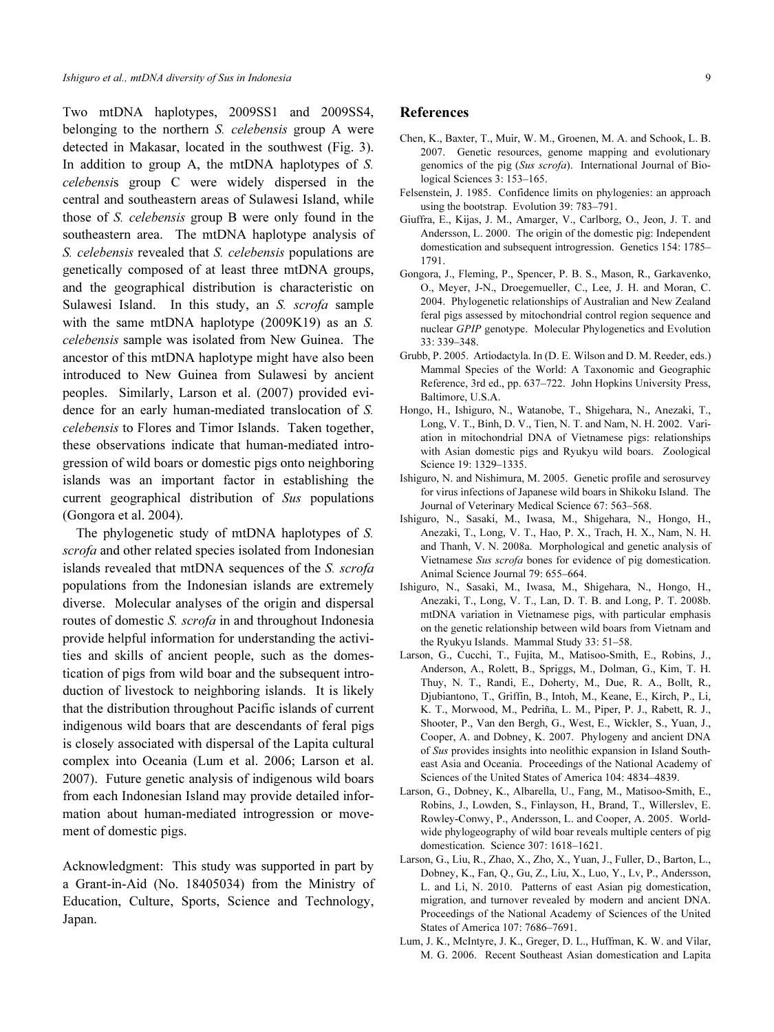Two mtDNA haplotypes, 2009SS1 and 2009SS4, belonging to the northern *S. celebensis* group A were detected in Makasar, located in the southwest (Fig. 3). In addition to group A, the mtDNA haplotypes of *S. celebensis* group C were widely dispersed in the central and southeastern areas of Sulawesi Island, while those of *S. celebensis* group B were only found in the southeastern area. The mtDNA haplotype analysis of *S. celebensis* revealed that *S. celebensis* populations are genetically composed of at least three mtDNA groups, and the geographical distribution is characteristic on Sulawesi Island. In this study, an *S. scrofa* sample with the same mtDNA haplotype (2009K19) as an *S. celebensis* sample was isolated from New Guinea. The ancestor of this mtDNA haplotype might have also been introduced to New Guinea from Sulawesi by ancient peoples. Similarly, Larson et al. (2007) provided evidence for an early human-mediated translocation of *S. celebensis* to Flores and Timor Islands. Taken together, these observations indicate that human-mediated introgression of wild boars or domestic pigs onto neighboring islands was an important factor in establishing the current geographical distribution of *Sus* populations (Gongora et al. 2004).

The phylogenetic study of mtDNA haplotypes of *S. scrofa* and other related species isolated from Indonesian islands revealed that mtDNA sequences of the *S. scrofa* populations from the Indonesian islands are extremely diverse. Molecular analyses of the origin and dispersal routes of domestic *S. scrofa* in and throughout Indonesia provide helpful information for understanding the activities and skills of ancient people, such as the domestication of pigs from wild boar and the subsequent introduction of livestock to neighboring islands. It is likely that the distribution throughout Pacific islands of current indigenous wild boars that are descendants of feral pigs is closely associated with dispersal of the Lapita cultural complex into Oceania (Lum et al. 2006; Larson et al. 2007). Future genetic analysis of indigenous wild boars from each Indonesian Island may provide detailed information about human-mediated introgression or movement of domestic pigs.

Acknowledgment: This study was supported in part by a Grant-in-Aid (No. 18405034) from the Ministry of Education, Culture, Sports, Science and Technology, Japan.

## References

Chen, K., Baxter, T., Muir, W. M., Groenen, M. A. and Schook, L. B. 2007. Genetic resources, genome mapping and evolutionary genomics of the pig (*Sus scrofa*). International Journal of Biological Sciences 3: 153–165.

Felsenstein, J. 1985. Confidence limits on phylogenies: an approach using the bootstrap. Evolution 39: 783–791.

Giuffra, E., Kijas, J. M., Amarger, V., Carlborg, O., Jeon, J. T. and Andersson, L. 2000. The origin of the domestic pig: Independent domestication and subsequent introgression. Genetics 154: 1785–1791.

Gongora, J., Fleming, P., Spencer, P. B. S., Mason, R., Garkavenko, O., Meyer, J-N., Droegemueller, C., Lee, J. H. and Moran, C. 2004. Phylogenetic relationships of Australian and New Zealand feral pigs assessed by mitochondrial control region sequence and nuclear *GPIP* genotype. Molecular Phylogenetics and Evolution 33: 339–348.

Grubb, P. 2005. Artiodactyla. In (D. E. Wilson and D. M. Reeder, eds.) Mammal Species of the World: A Taxonomic and Geographic Reference, 3rd ed., pp. 637–722. John Hopkins University Press, Baltimore, U.S.A.

Hongo, H., Ishiguro, N., Watanobe, T., Shigehara, N., Anezaki, T., Long, V. T., Binh, D. V., Tien, N. T. and Nam, N. H. 2002. Variation in mitochondrial DNA of Vietnamese pigs: relationships with Asian domestic pigs and Ryukyu wild boars. Zoological Science 19: 1329–1335.

Ishiguro, N. and Nishimura, M. 2005. Genetic profile and serosurvey for virus infections of Japanese wild boars in Shikoku Island. The Journal of Veterinary Medical Science 67: 563–568.

Ishiguro, N., Sasaki, M., Iwasa, M., Shigehara, N., Hongo, H., Anezaki, T., Long, V. T., Hao, P. X., Trach, H. X., Nam, N. H. and Thanh, V. N. 2008a. Morphological and genetic analysis of Vietnamese *Sus scrofa* bones for evidence of pig domestication. Animal Science Journal 79: 655–664.

Ishiguro, N., Sasaki, M., Iwasa, M., Shigehara, N., Hongo, H., Anezaki, T., Long, V. T., Lan, D. T. B. and Long, P. T. 2008b. mtDNA variation in Vietnamese pigs, with particular emphasis on the genetic relationship between wild boars from Vietnam and the Ryukyu Islands. Mammal Study 33: 51–58.

Larson, G., Cucchi, T., Fujita, M., Matisoo-Smith, E., Robins, J., Anderson, A., Rolett, B., Spriggs, M., Dolman, G., Kim, T. H. Thuy, N. T., Randi, E., Doherty, M., Due, R. A., Bollt, R., Djubiantono, T., Griffin, B., Intoh, M., Keane, E., Kirch, P., Li, K. T., Morwood, M., Pedriña, L. M., Piper, P. J., Rabett, R. J., Shooter, P., Van den Bergh, G., West, E., Wickler, S., Yuan, J., Cooper, A. and Dobney, K. 2007. Phylogeny and ancient DNA of *Sus* provides insights into neolithic expansion in Island Southeast Asia and Oceania. Proceedings of the National Academy of Sciences of the United States of America 104: 4834–4839.

Larson, G., Dobney, K., Albarella, U., Fang, M., Matisoo-Smith, E., Robins, J., Lowden, S., Finlayson, H., Brand, T., Willerslev, E. Rowley-Conwy, P., Andersson, L. and Cooper, A. 2005. Worldwide phylogeography of wild boar reveals multiple centers of pig domestication. Science 307: 1618–1621.

Larson, G., Liu, R., Zhao, X., Zho, X., Yuan, J., Fuller, D., Barton, L., Dobney, K., Fan, Q., Gu, Z., Liu, X., Luo, Y., Lv, P., Andersson, L. and Li, N. 2010. Patterns of east Asian pig domestication, migration, and turnover revealed by modern and ancient DNA. Proceedings of the National Academy of Sciences of the United States of America 107: 7686–7691.

Lum, J. K., McIntyre, J. K., Greger, D. L., Huffman, K. W. and Vilar, M. G. 2006. Recent Southeast Asian domestication and Lapita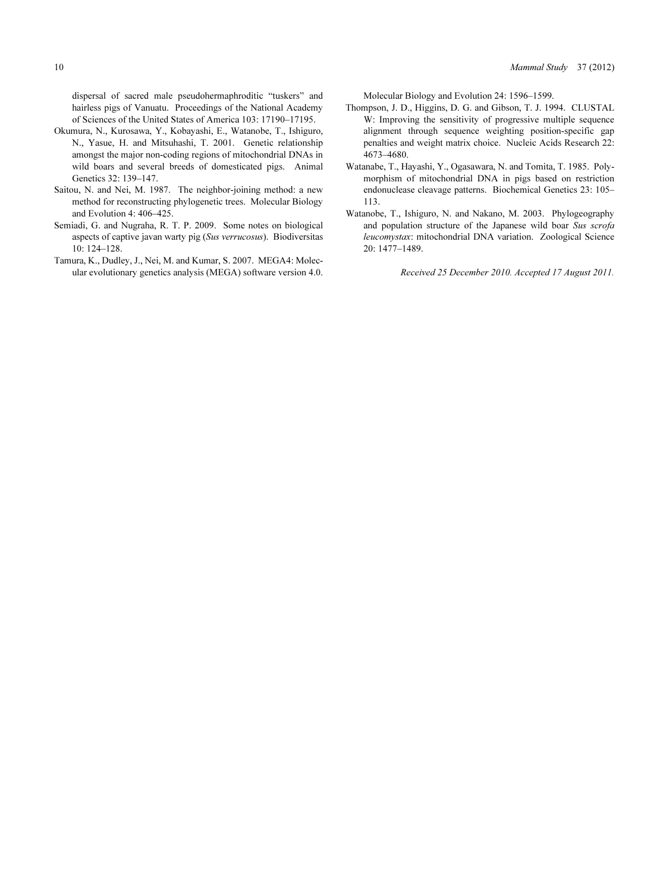dispersal of sacred male pseudohermaphroditic "tuskers" and hairless pigs of Vanuatu. Proceedings of the National Academy of Sciences of the United States of America 103: 17190–17195.

Okumura, N., Kurosawa, Y., Kobayashi, E., Watanobe, T., Ishiguro, N., Yasue, H. and Mitsuhashi, T. 2001. Genetic relationship amongst the major non-coding regions of mitochondrial DNAs in wild boars and several breeds of domesticated pigs. Animal Genetics 32: 139–147.

Saitou, N. and Nei, M. 1987. The neighbor-joining method: a new method for reconstructing phylogenetic trees. Molecular Biology and Evolution 4: 406–425.

Semiadi, G. and Nugraha, R. T. P. 2009. Some notes on biological aspects of captive javan warty pig (*Sus verrucosus*). Biodiversitas 10: 124–128.

Tamura, K., Dudley, J., Nei, M. and Kumar, S. 2007. MEGA4: Molecular evolutionary genetics analysis (MEGA) software version 4.0. Molecular Biology and Evolution 24: 1596–1599.

Thompson, J. D., Higgins, D. G. and Gibson, T. J. 1994. CLUSTAL W: Improving the sensitivity of progressive multiple sequence alignment through sequence weighting position-specific gap penalties and weight matrix choice. Nucleic Acids Research 22: 4673–4680.

Watanabe, T., Hayashi, Y., Ogasawara, N. and Tomita, T. 1985. Polymorphism of mitochondrial DNA in pigs based on restriction endonuclease cleavage patterns. Biochemical Genetics 23: 105–113.

Watanobe, T., Ishiguro, N. and Nakano, M. 2003. Phylogeography and population structure of the Japanese wild boar *Sus scrofa leucomystax*: mitochondrial DNA variation. Zoological Science 20: 1477–1489.

*Received 25 December 2010. Accepted 17 August 2011.*